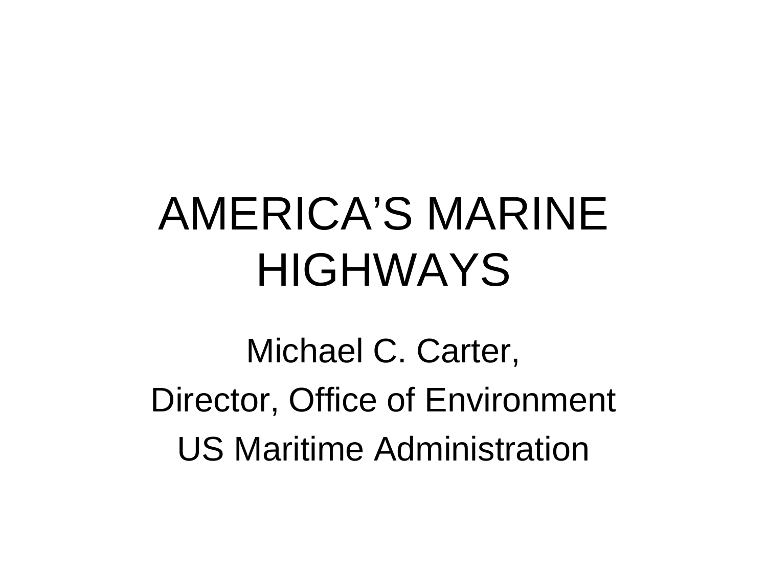# AMERICA'S MARINE HIGHWAYS

Michael C. Carter,

Director, Office of Environment

US Maritime Administration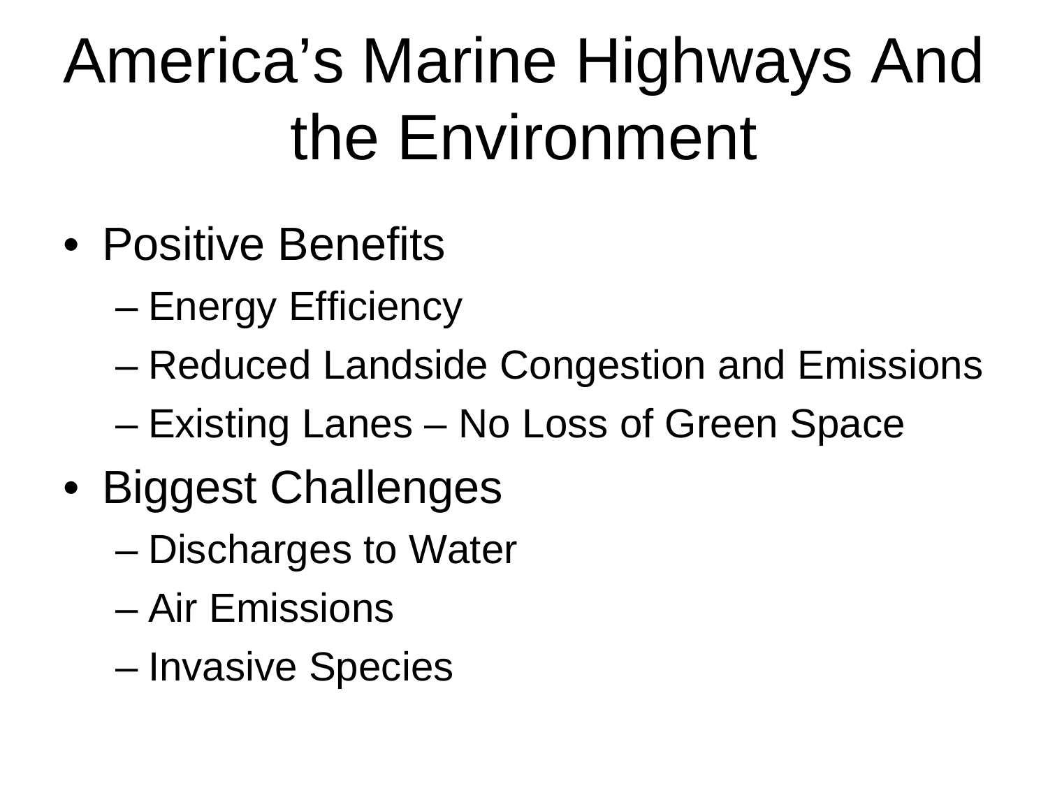# America's Marine Highways And the Environment

- Positive Benefits
  - Energy Efficiency
  - Reduced Landside Congestion and Emissions
  - Existing Lanes – No Loss of Green Space
- Biggest Challenges
  - Discharges to Water
  - Air Emissions
  - Invasive Species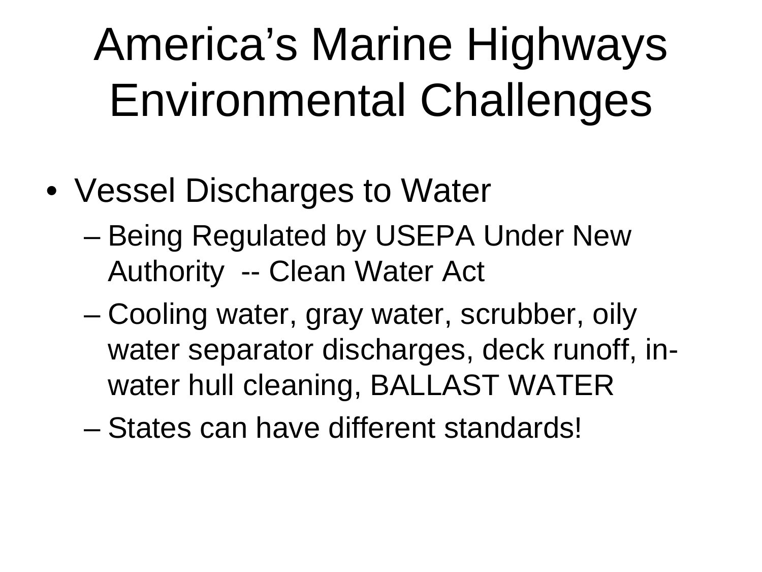# America's Marine Highways Environmental Challenges

- Vessel Discharges to Water
  - Being Regulated by USEPA Under New Authority -- Clean Water Act
  - Cooling water, gray water, scrubber, oily water separator discharges, deck runoff, in-water hull cleaning, BALLAST WATER
  - States can have different standards!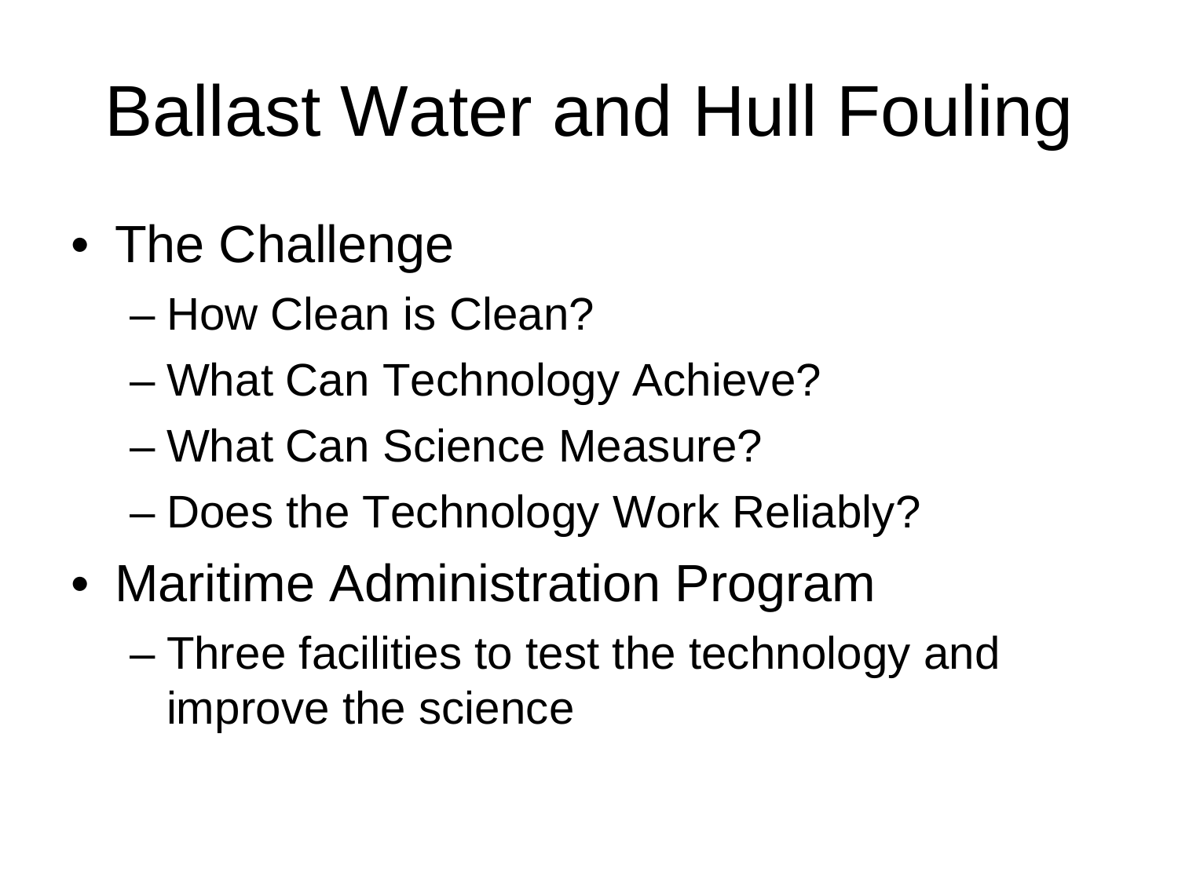# Ballast Water and Hull Fouling

- The Challenge
  - How Clean is Clean?
  - What Can Technology Achieve?
  - What Can Science Measure?
  - Does the Technology Work Reliably?
- Maritime Administration Program
  - Three facilities to test the technology and improve the science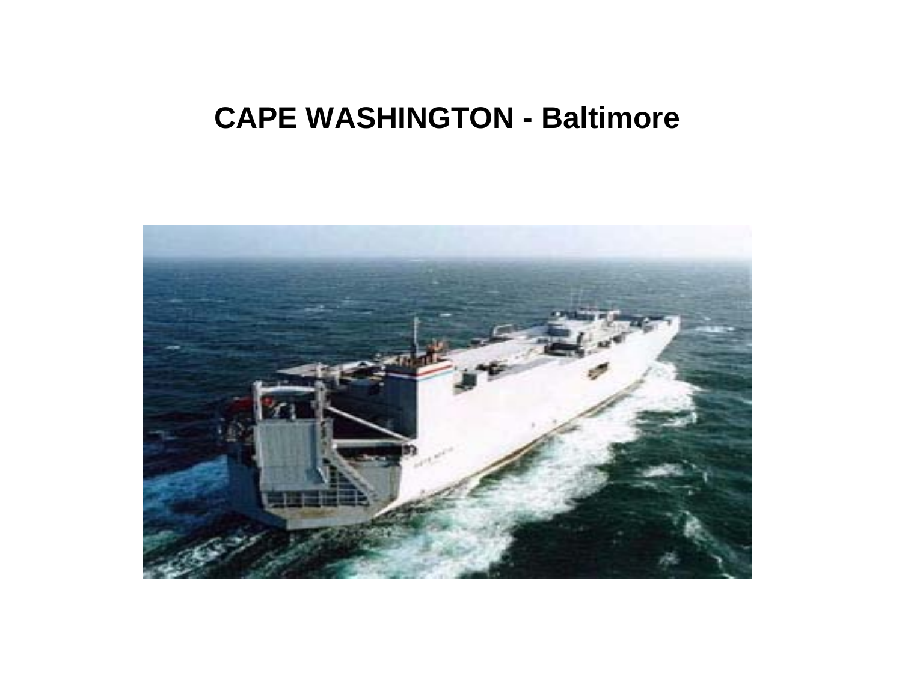# CAPE WASHINGTON - Baltimore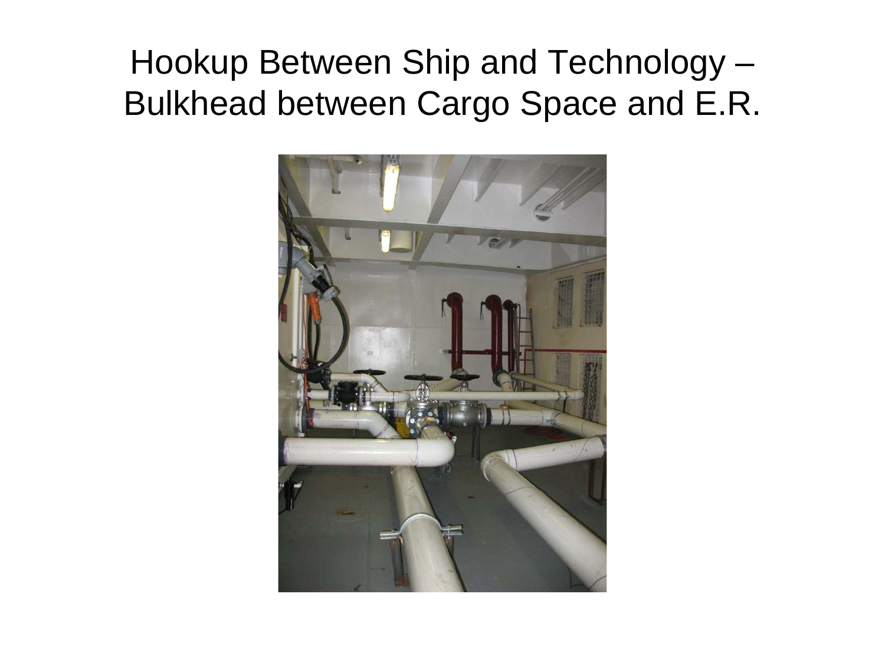# Hookup Between Ship and Technology – Bulkhead between Cargo Space and E.R.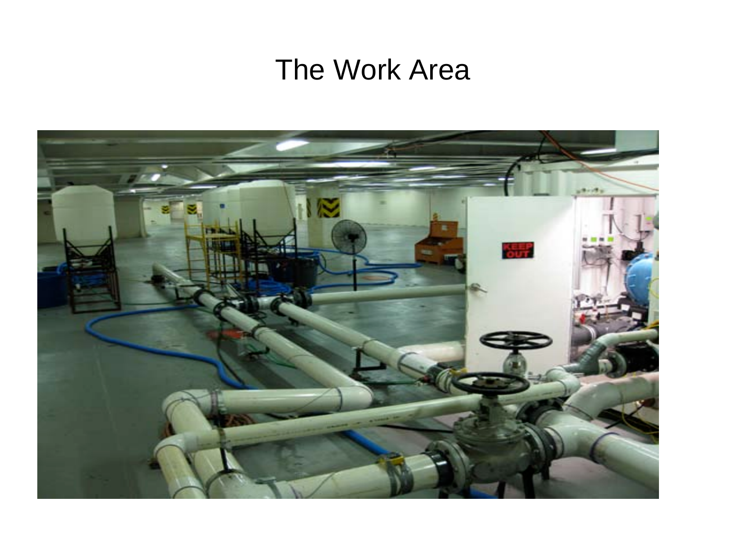# The Work Area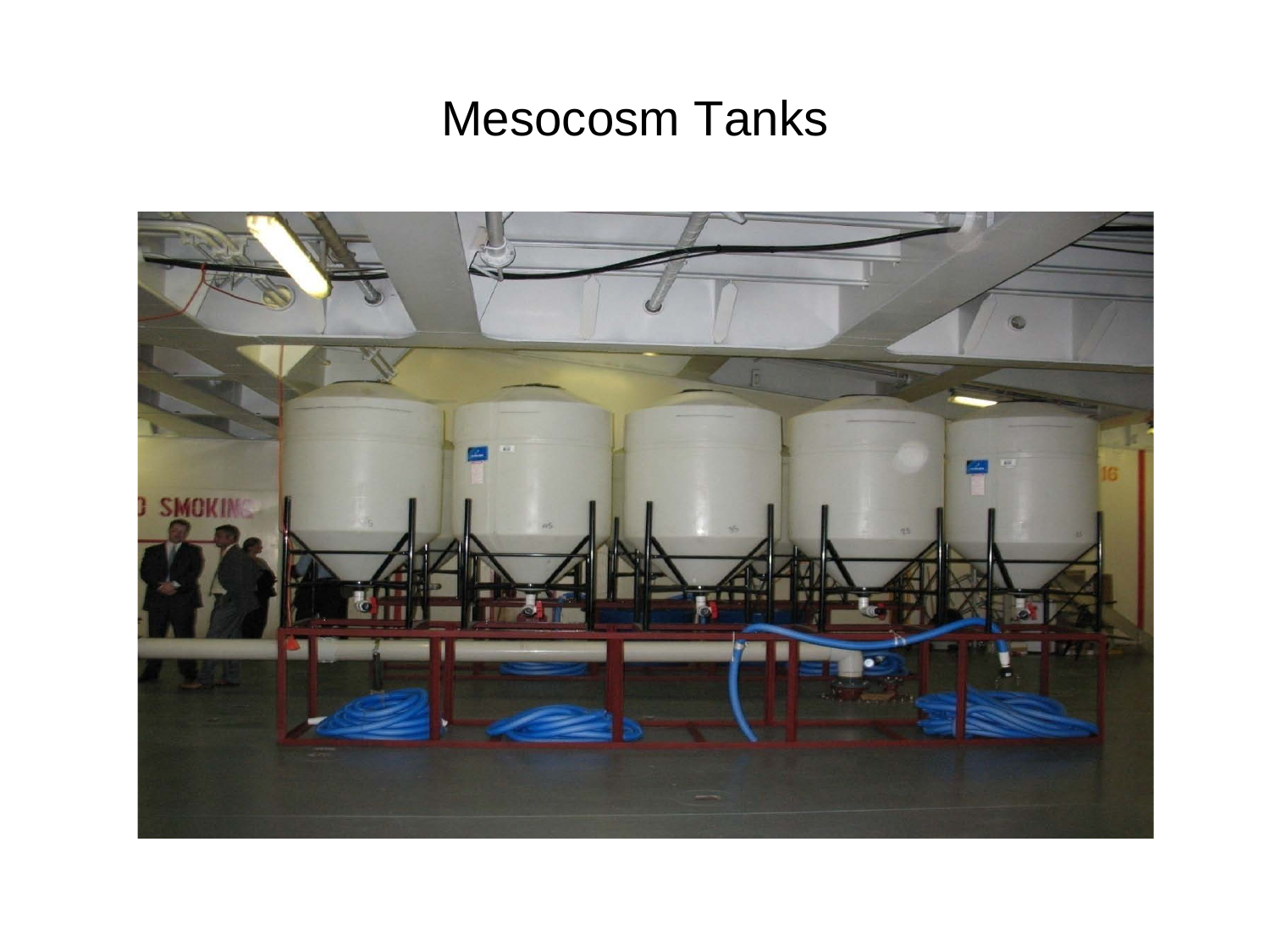# Mesocosm Tanks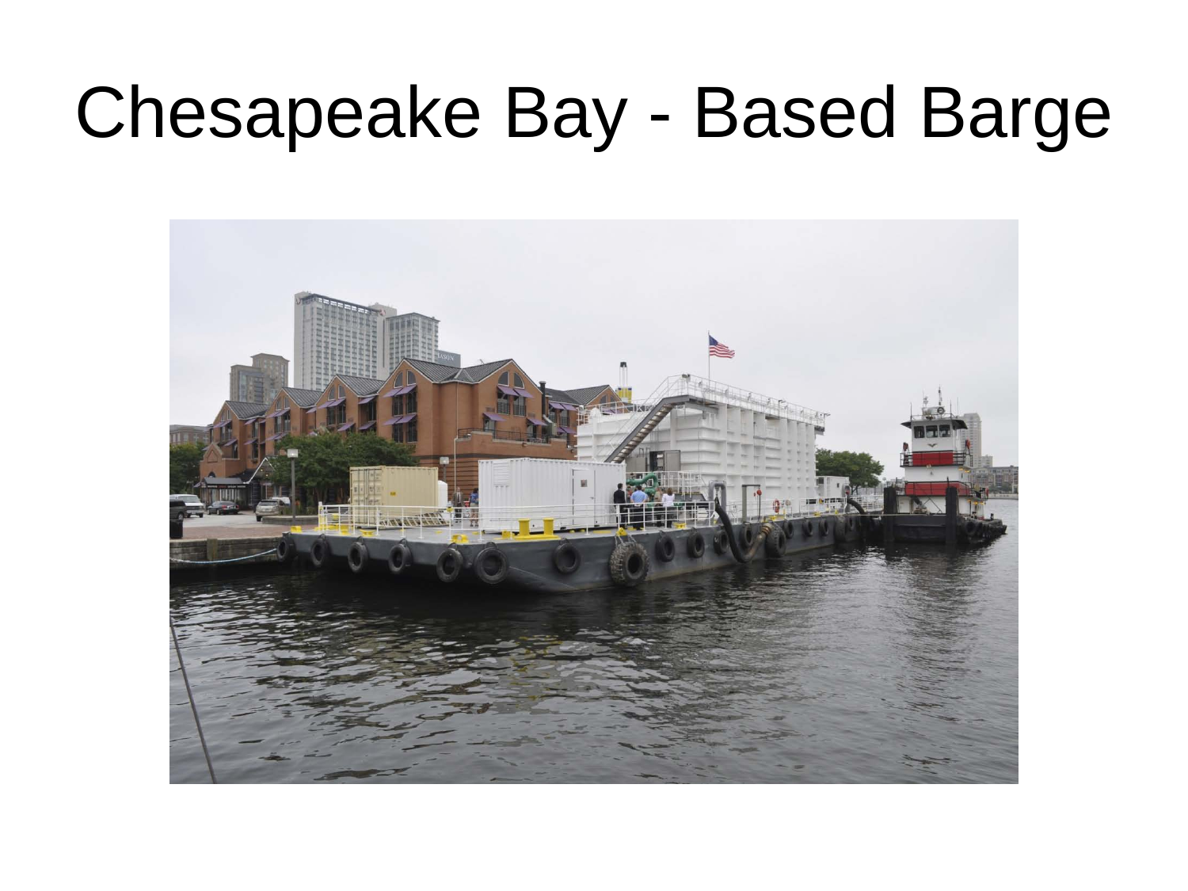# Chesapeake Bay - Based Barge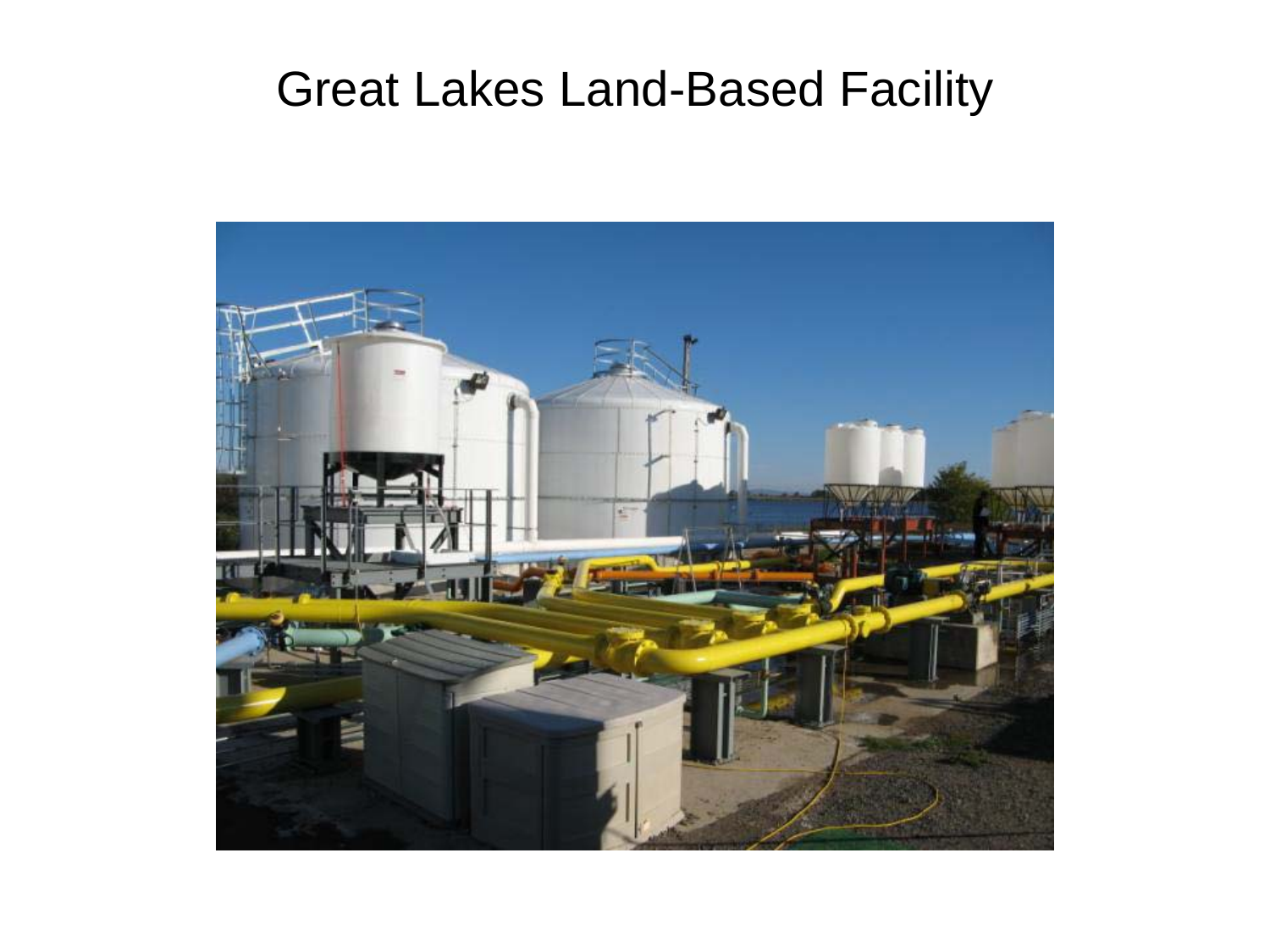# Great Lakes Land-Based Facility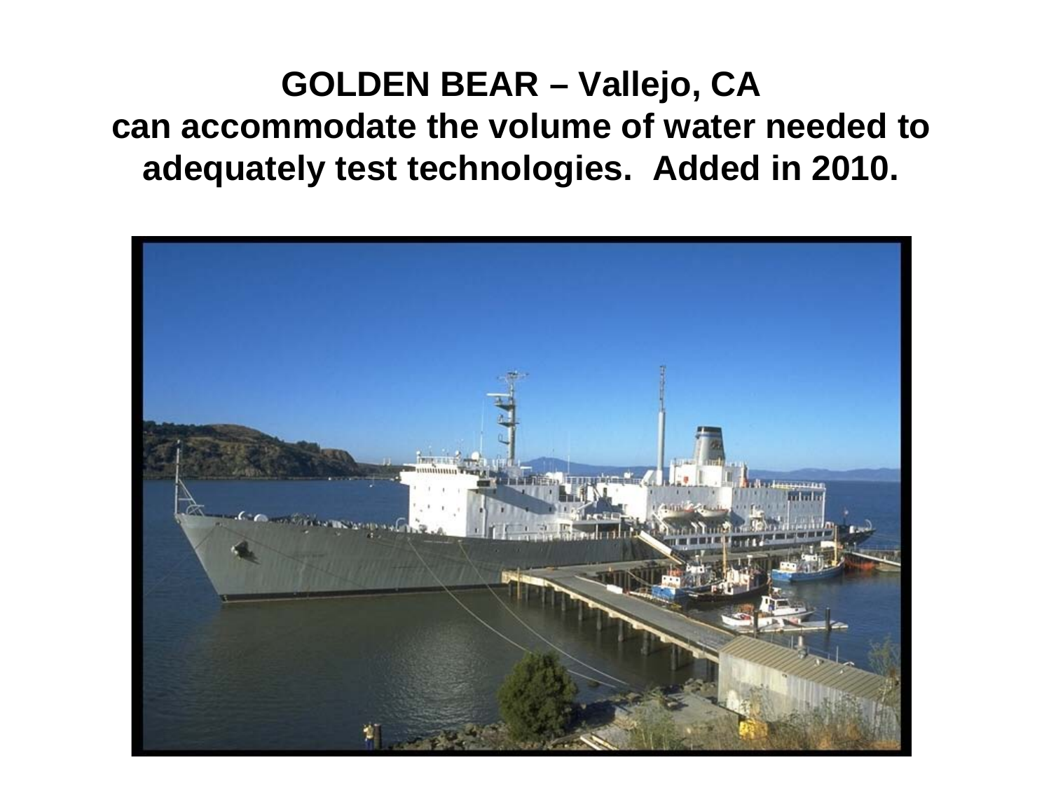# GOLDEN BEAR – Vallejo, CA

**can accommodate the volume of water needed to adequately test technologies. Added in 2010.**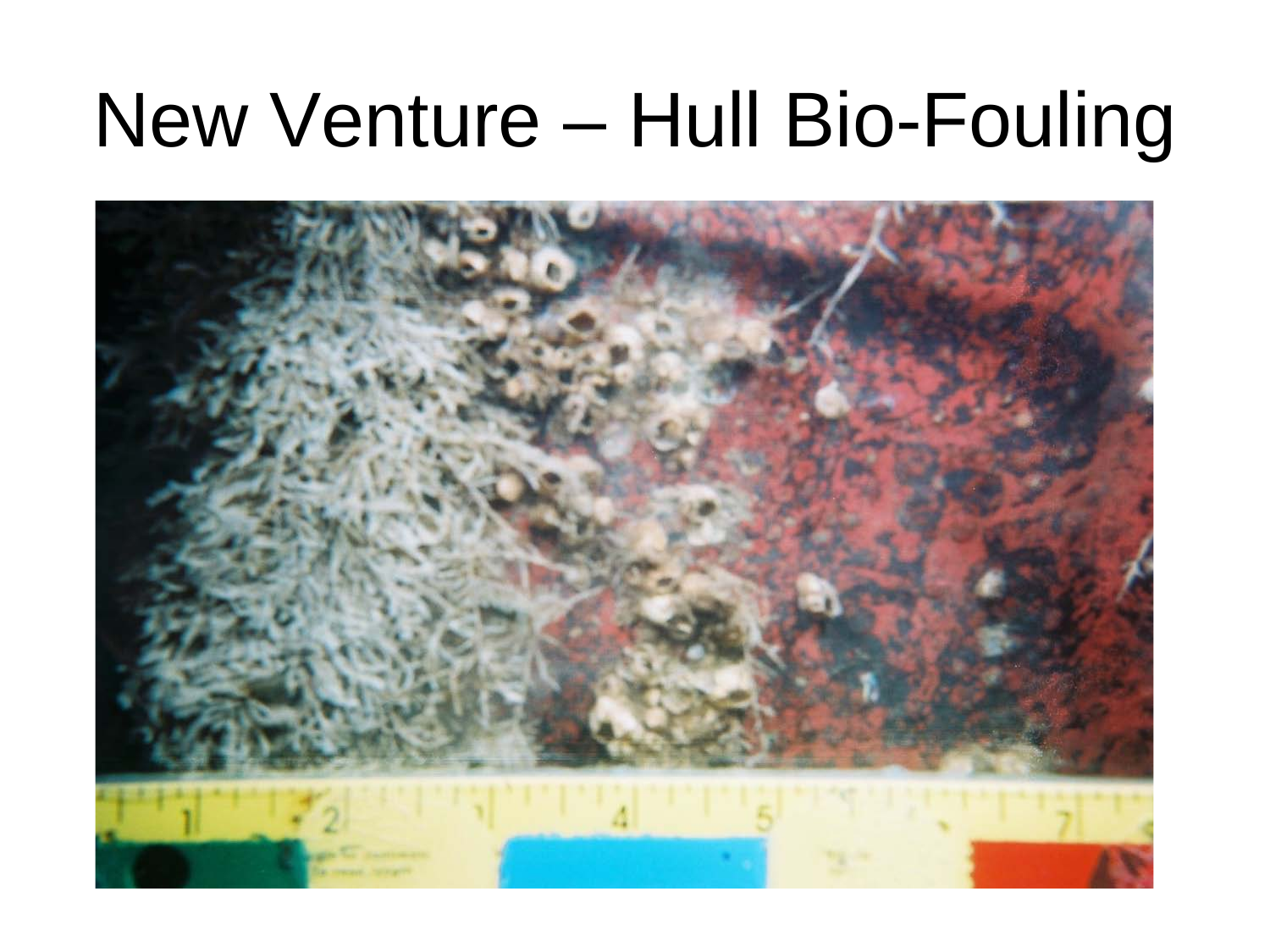# New Venture – Hull Bio-Fouling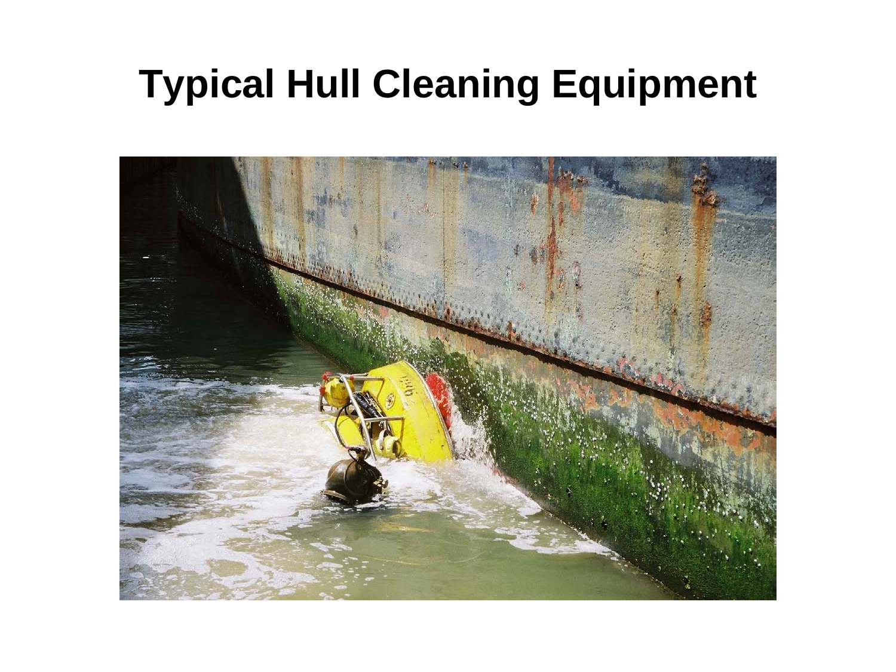# Typical Hull Cleaning Equipment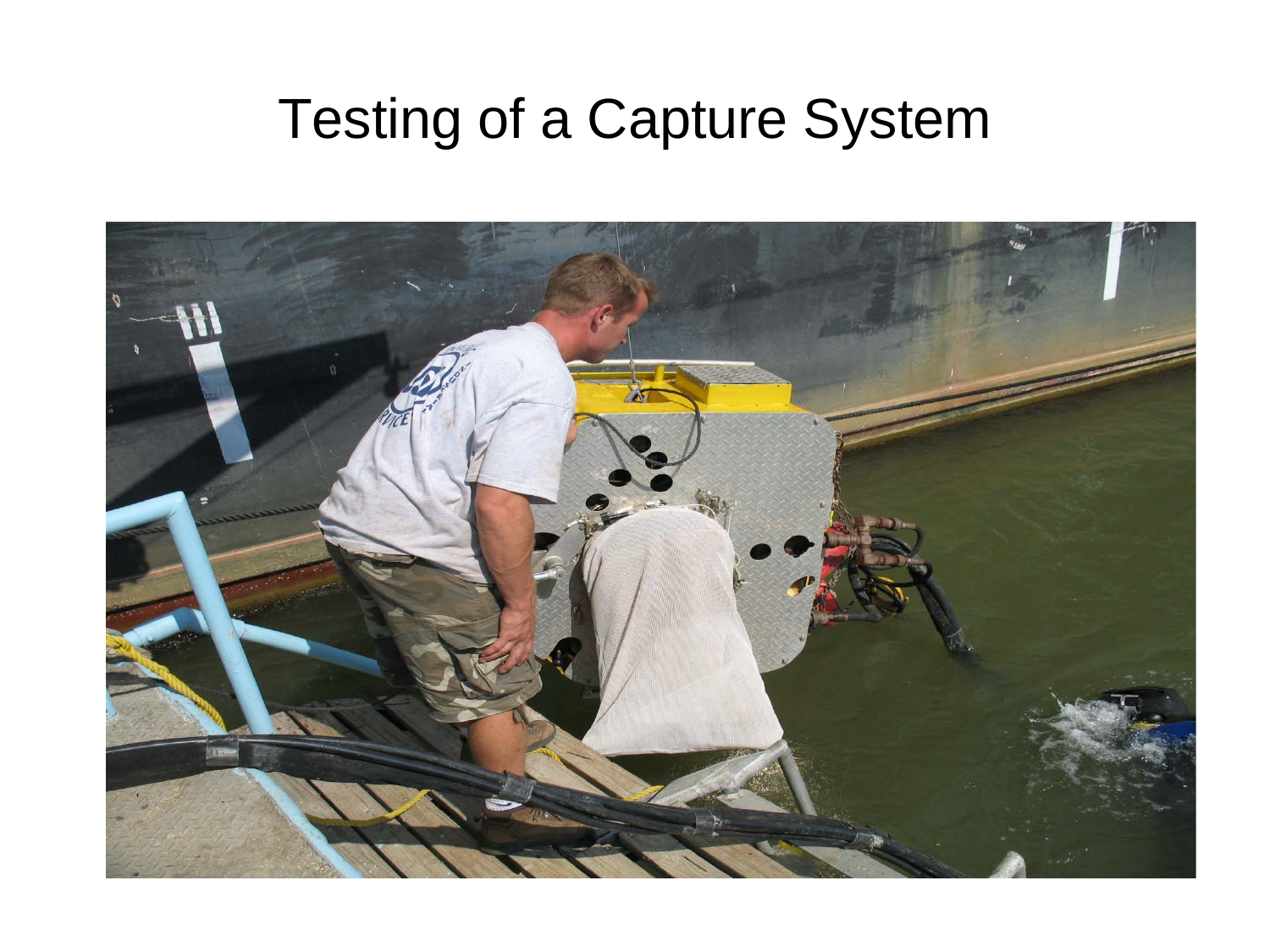# Testing of a Capture System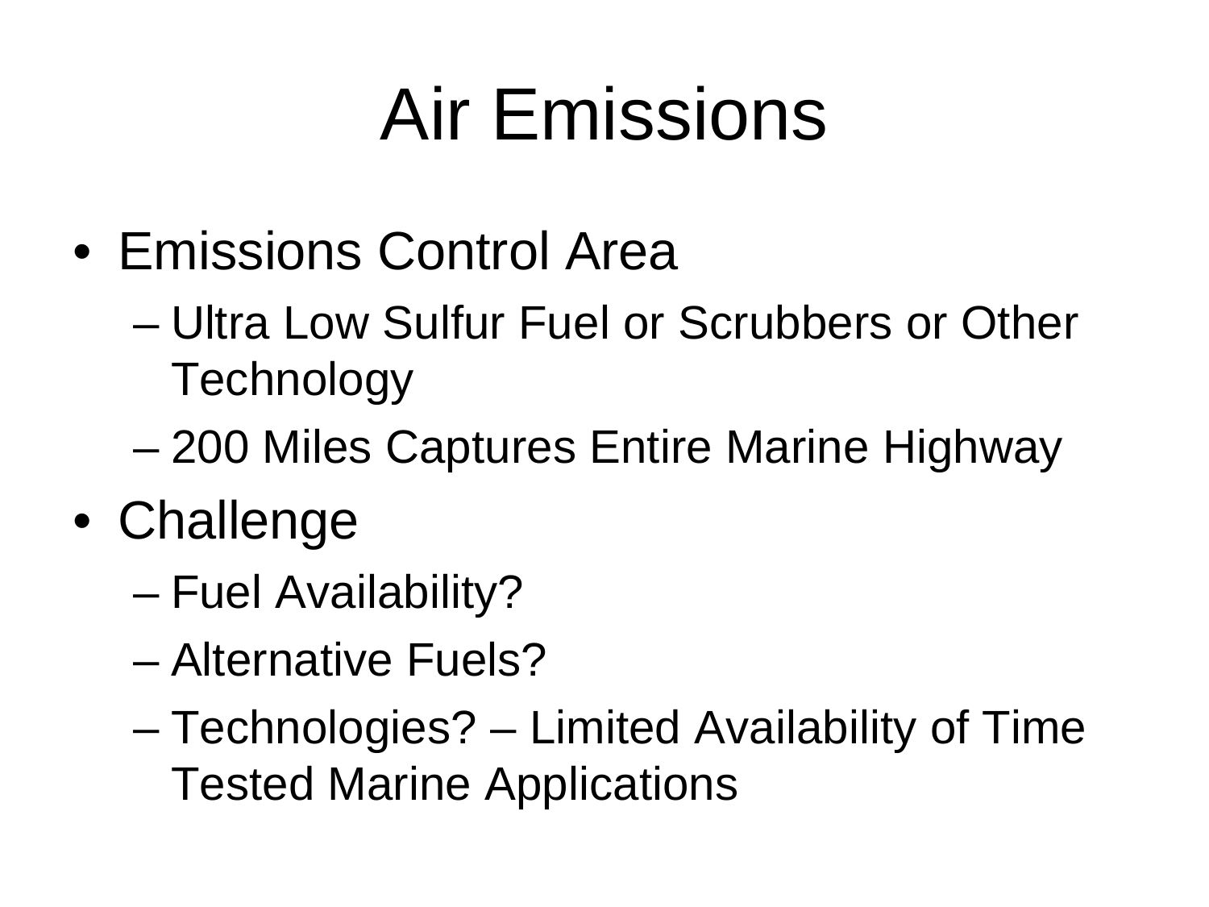# Air Emissions

- Emissions Control Area
  - Ultra Low Sulfur Fuel or Scrubbers or Other Technology
  - 200 Miles Captures Entire Marine Highway
- Challenge
  - Fuel Availability?
  - Alternative Fuels?
  - Technologies? – Limited Availability of Time Tested Marine Applications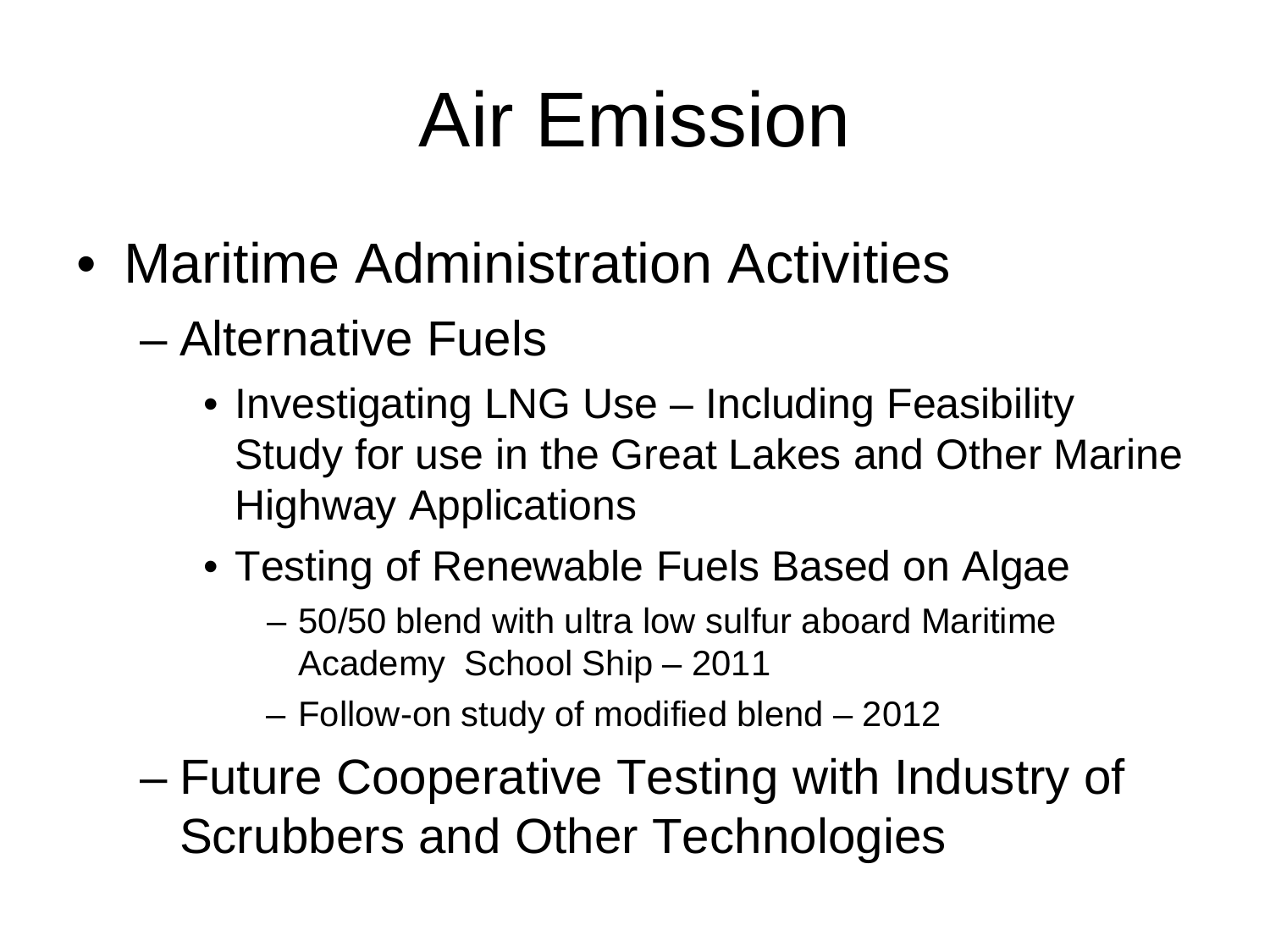# Air Emission

- Maritime Administration Activities
  - Alternative Fuels
    - Investigating LNG Use – Including Feasibility Study for use in the Great Lakes and Other Marine Highway Applications
    - Testing of Renewable Fuels Based on Algae
      - 50/50 blend with ultra low sulfur aboard Maritime Academy School Ship – 2011
      - Follow-on study of modified blend – 2012
  - Future Cooperative Testing with Industry of Scrubbers and Other Technologies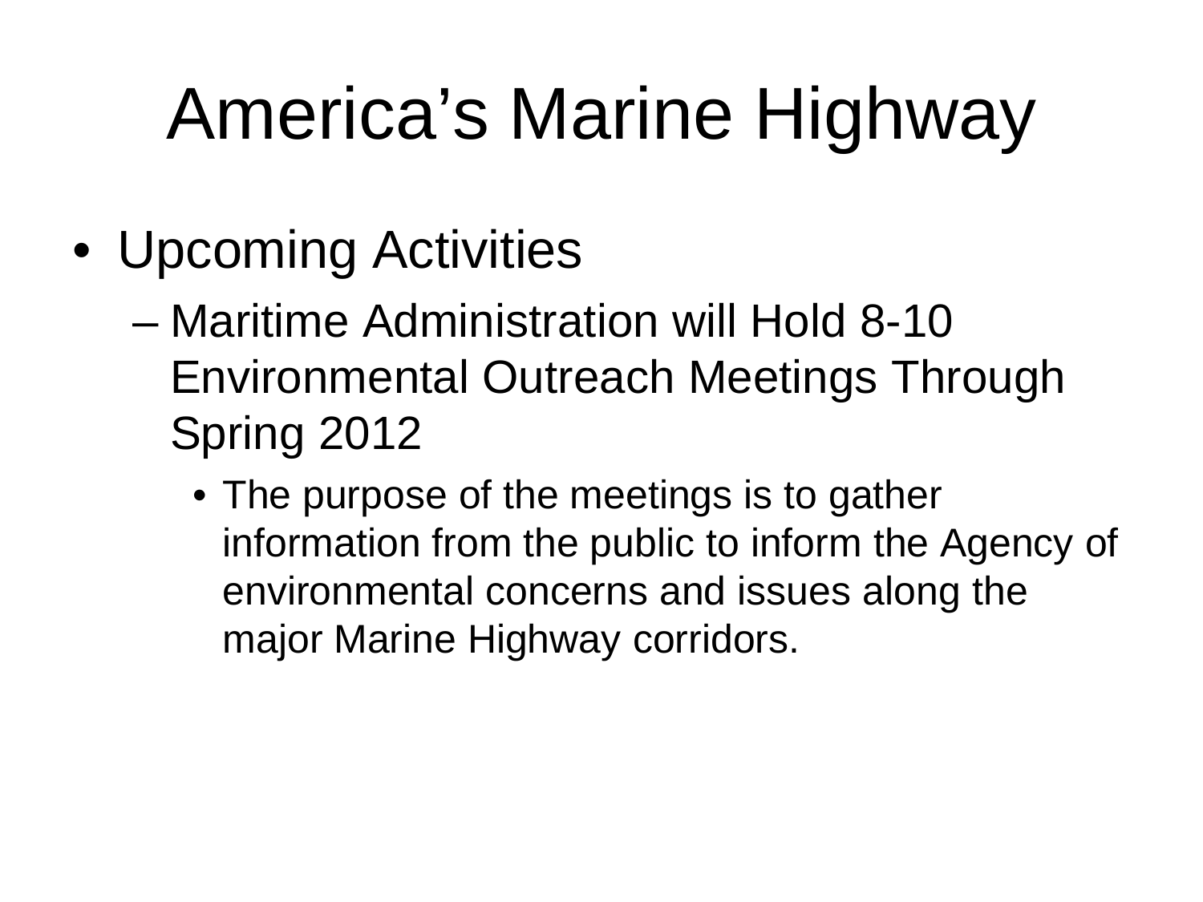# America's Marine Highway

- Upcoming Activities
  - Maritime Administration will Hold 8-10 Environmental Outreach Meetings Through Spring 2012
    - The purpose of the meetings is to gather information from the public to inform the Agency of environmental concerns and issues along the major Marine Highway corridors.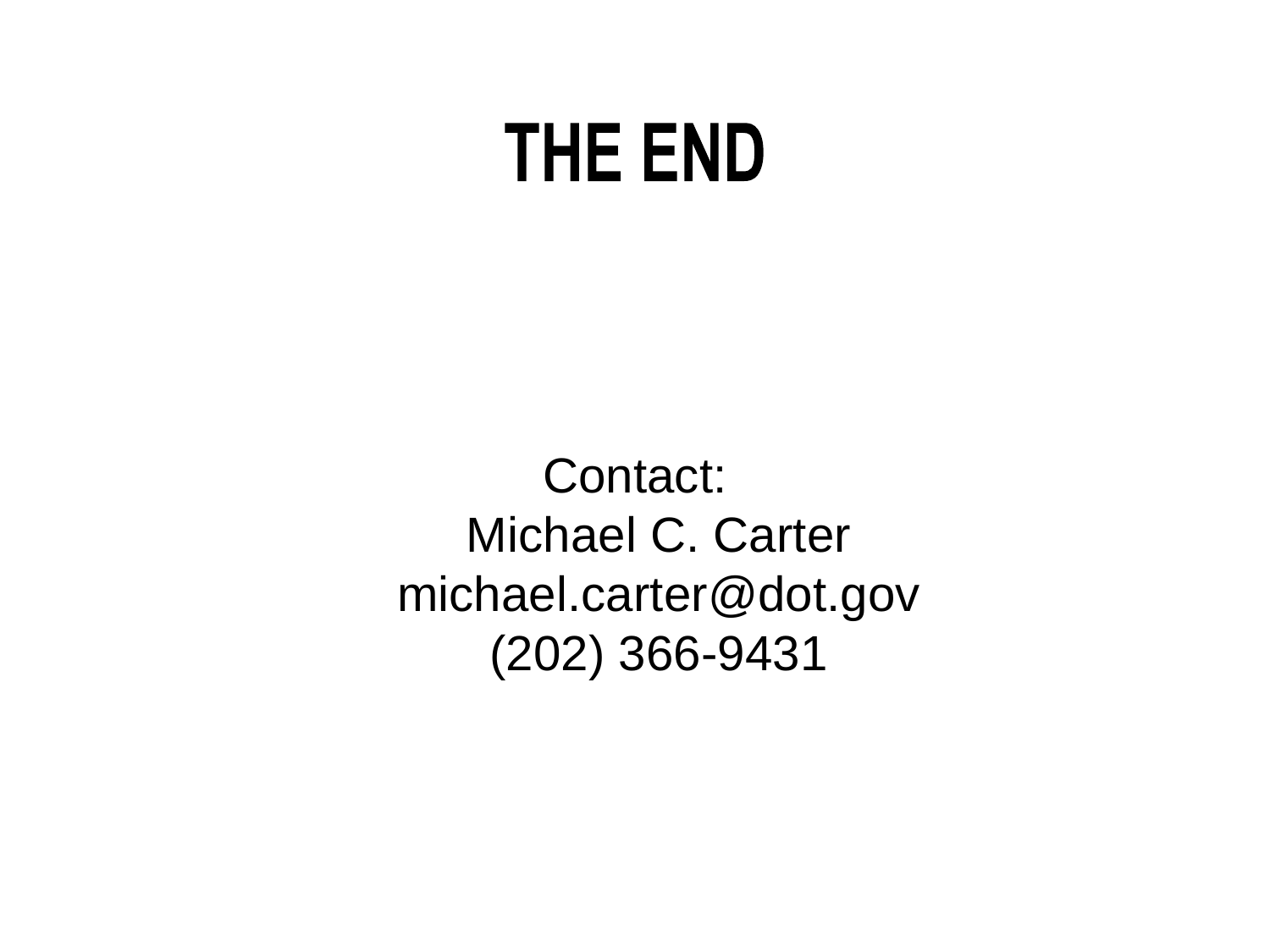# THE END

Contact:
Michael C. Carter
michael.carter@dot.gov
(202) 366-9431